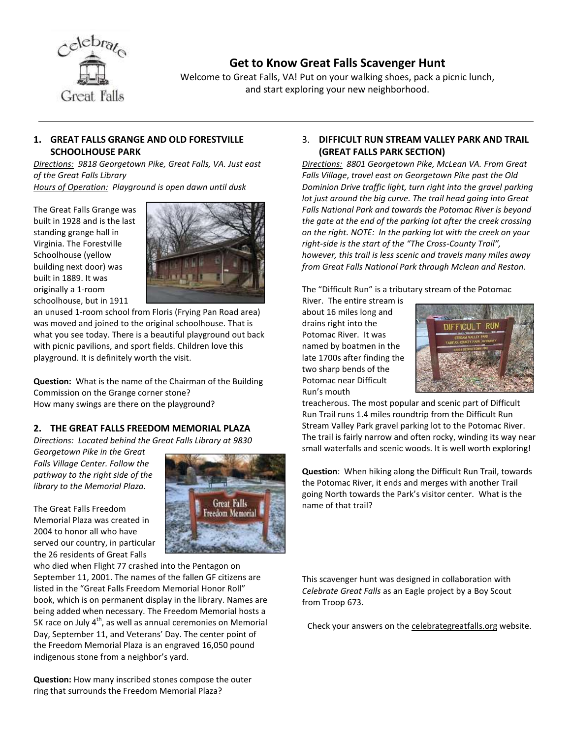# Get to Know Great Falls Scavenger Hunt

Welcome to Great Falls, VA! Put on your walking shoes, pack a picnic lunch, and start exploring your new neighborhood.

---

## 1. GREAT FALLS GRANGE AND OLD FORESTVILLE SCHOOLHOUSE PARK

*Directions: 9818 Georgetown Pike, Great Falls, VA. Just east of the Great Falls Library*

*Hours of Operation: Playground is open dawn until dusk*

The Great Falls Grange was built in 1928 and is the last standing grange hall in Virginia. The Forestville Schoolhouse (yellow building next door) was built in 1889. It was originally a 1-room schoolhouse, but in 1911 an unused 1-room school from Floris (Frying Pan Road area) was moved and joined to the original schoolhouse. That is what you see today. There is a beautiful playground out back with picnic pavilions, and sport fields. Children love this playground. It is definitely worth the visit.

**Question:** What is the name of the Chairman of the Building Commission on the Grange corner stone?
How many swings are there on the playground?

## 2. THE GREAT FALLS FREEDOM MEMORIAL PLAZA

*Directions: Located behind the Great Falls Library at 9830 Georgetown Pike in the Great Falls Village Center. Follow the pathway to the right side of the library to the Memorial Plaza.*

The Great Falls Freedom Memorial Plaza was created in 2004 to honor all who have served our country, in particular the 26 residents of Great Falls who died when Flight 77 crashed into the Pentagon on September 11, 2001. The names of the fallen GF citizens are listed in the "Great Falls Freedom Memorial Honor Roll" book, which is on permanent display in the library. Names are being added when necessary. The Freedom Memorial hosts a 5K race on July 4th, as well as annual ceremonies on Memorial Day, September 11, and Veterans' Day. The center point of the Freedom Memorial Plaza is an engraved 16,050 pound indigenous stone from a neighbor's yard.

**Question:** How many inscribed stones compose the outer ring that surrounds the Freedom Memorial Plaza?

## 3. DIFFICULT RUN STREAM VALLEY PARK AND TRAIL (GREAT FALLS PARK SECTION)

*Directions: 8801 Georgetown Pike, McLean VA. From Great Falls Village, travel east on Georgetown Pike past the Old Dominion Drive traffic light, turn right into the gravel parking lot just around the big curve. The trail head going into Great Falls National Park and towards the Potomac River is beyond the gate at the end of the parking lot after the creek crossing on the right. NOTE: In the parking lot with the creek on your right-side is the start of the "The Cross-County Trail", however, this trail is less scenic and travels many miles away from Great Falls National Park through Mclean and Reston.*

The "Difficult Run" is a tributary stream of the Potomac River. The entire stream is about 16 miles long and drains right into the Potomac River. It was named by boatmen in the late 1700s after finding the two sharp bends of the Potomac near Difficult Run's mouth treacherous. The most popular and scenic part of Difficult Run Trail runs 1.4 miles roundtrip from the Difficult Run Stream Valley Park gravel parking lot to the Potomac River. The trail is fairly narrow and often rocky, winding its way near small waterfalls and scenic woods. It is well worth exploring!

**Question**: When hiking along the Difficult Run Trail, towards the Potomac River, it ends and merges with another Trail going North towards the Park's visitor center. What is the name of that trail?

This scavenger hunt was designed in collaboration with *Celebrate Great Falls* as an Eagle project by a Boy Scout from Troop 673.

Check your answers on the celebrategreatfalls.org website.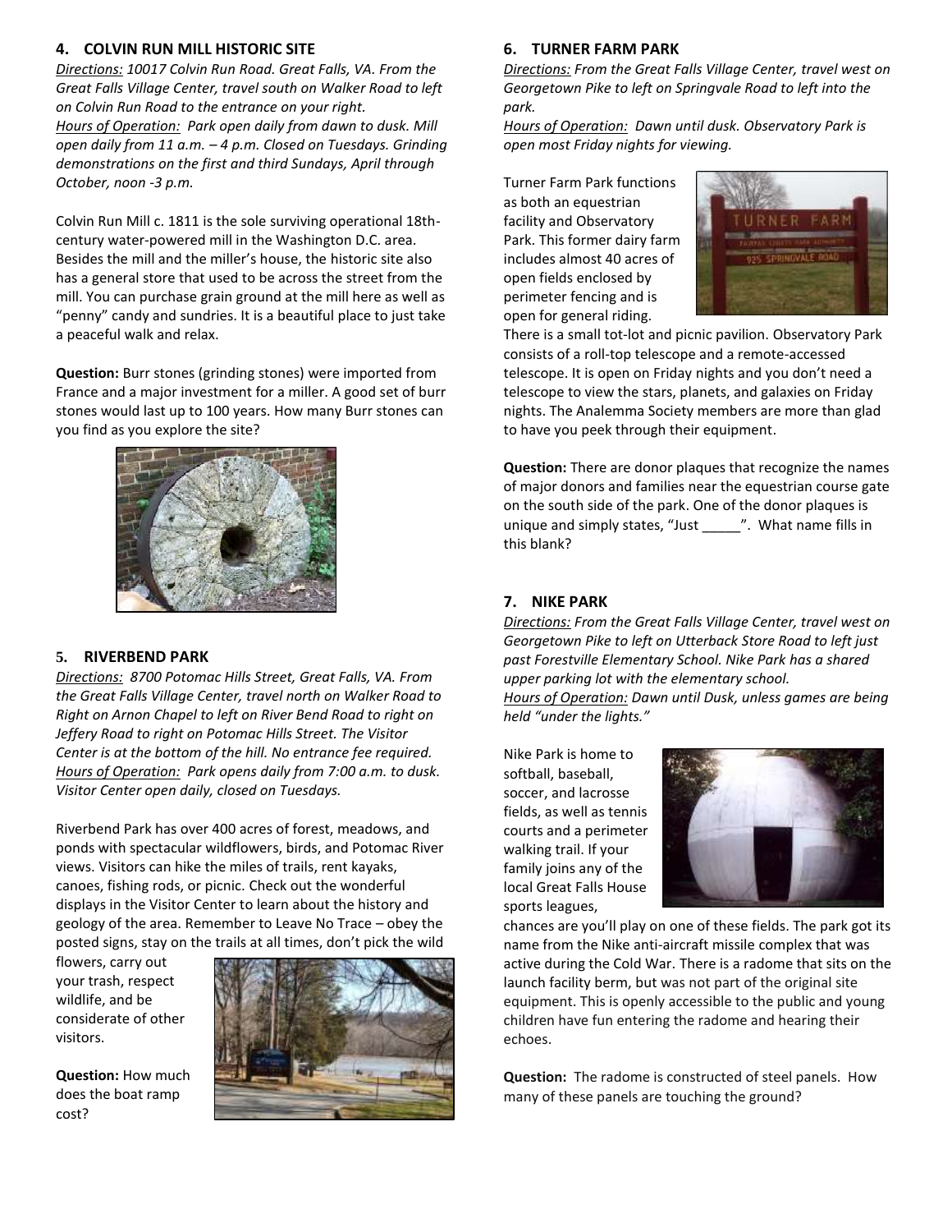## 4. COLVIN RUN MILL HISTORIC SITE

*<u>Directions:</u> 10017 Colvin Run Road. Great Falls, VA. From the Great Falls Village Center, travel south on Walker Road to left on Colvin Run Road to the entrance on your right.*
*<u>Hours of Operation:</u> Park open daily from dawn to dusk. Mill open daily from 11 a.m. – 4 p.m. Closed on Tuesdays. Grinding demonstrations on the first and third Sundays, April through October, noon -3 p.m.*

Colvin Run Mill c. 1811 is the sole surviving operational 18th-century water-powered mill in the Washington D.C. area. Besides the mill and the miller's house, the historic site also has a general store that used to be across the street from the mill. You can purchase grain ground at the mill here as well as "penny" candy and sundries. It is a beautiful place to just take a peaceful walk and relax.

**Question:** Burr stones (grinding stones) were imported from France and a major investment for a miller. A good set of burr stones would last up to 100 years. How many Burr stones can you find as you explore the site?

## 5. RIVERBEND PARK

*<u>Directions:</u> 8700 Potomac Hills Street, Great Falls, VA. From the Great Falls Village Center, travel north on Walker Road to Right on Arnon Chapel to left on River Bend Road to right on Jeffery Road to right on Potomac Hills Street. The Visitor Center is at the bottom of the hill. No entrance fee required.*
*<u>Hours of Operation:</u> Park opens daily from 7:00 a.m. to dusk. Visitor Center open daily, closed on Tuesdays.*

Riverbend Park has over 400 acres of forest, meadows, and ponds with spectacular wildflowers, birds, and Potomac River views. Visitors can hike the miles of trails, rent kayaks, canoes, fishing rods, or picnic. Check out the wonderful displays in the Visitor Center to learn about the history and geology of the area. Remember to Leave No Trace – obey the posted signs, stay on the trails at all times, don't pick the wild flowers, carry out your trash, respect wildlife, and be considerate of other visitors.

**Question:** How much does the boat ramp cost?

## 6. TURNER FARM PARK

*<u>Directions:</u> From the Great Falls Village Center, travel west on Georgetown Pike to left on Springvale Road to left into the park.*
*<u>Hours of Operation:</u> Dawn until dusk. Observatory Park is open most Friday nights for viewing.*

Turner Farm Park functions as both an equestrian facility and Observatory Park. This former dairy farm includes almost 40 acres of open fields enclosed by perimeter fencing and is open for general riding. There is a small tot-lot and picnic pavilion. Observatory Park consists of a roll-top telescope and a remote-accessed telescope. It is open on Friday nights and you don't need a telescope to view the stars, planets, and galaxies on Friday nights. The Analemma Society members are more than glad to have you peek through their equipment.

**Question:** There are donor plaques that recognize the names of major donors and families near the equestrian course gate on the south side of the park. One of the donor plaques is unique and simply states, "Just _____". What name fills in this blank?

## 7. NIKE PARK

*<u>Directions:</u> From the Great Falls Village Center, travel west on Georgetown Pike to left on Utterback Store Road to left just past Forestville Elementary School. Nike Park has a shared upper parking lot with the elementary school.*
*<u>Hours of Operation:</u> Dawn until Dusk, unless games are being held "under the lights."*

Nike Park is home to softball, baseball, soccer, and lacrosse fields, as well as tennis courts and a perimeter walking trail. If your family joins any of the local Great Falls House sports leagues, chances are you'll play on one of these fields. The park got its name from the Nike anti-aircraft missile complex that was active during the Cold War. There is a radome that sits on the launch facility berm, but was not part of the original site equipment. This is openly accessible to the public and young children have fun entering the radome and hearing their echoes.

**Question:** The radome is constructed of steel panels. How many of these panels are touching the ground?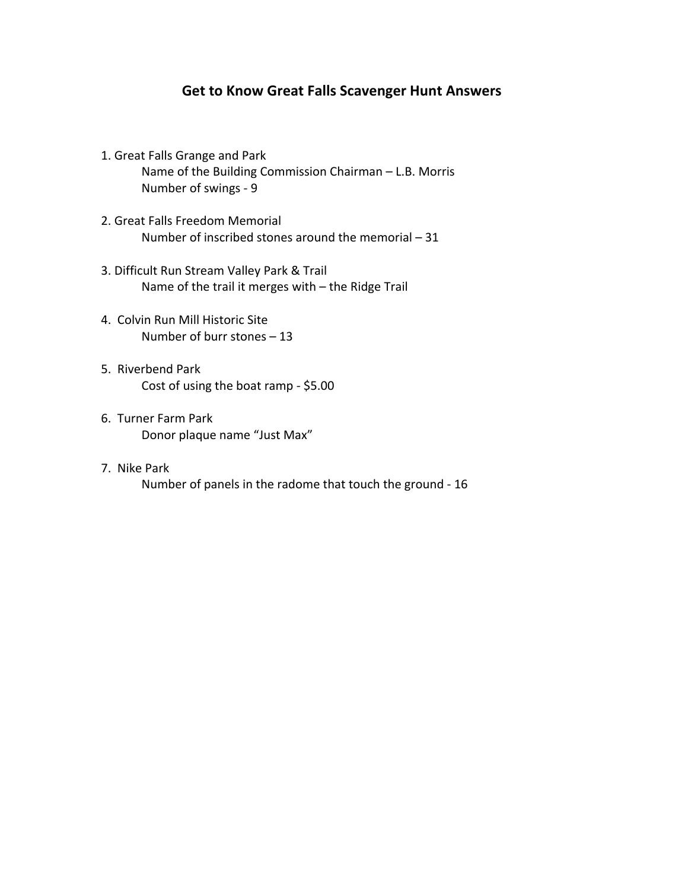## Get to Know Great Falls Scavenger Hunt Answers

1. Great Falls Grange and Park
   Name of the Building Commission Chairman – L.B. Morris
   Number of swings - 9

2. Great Falls Freedom Memorial
   Number of inscribed stones around the memorial – 31

3. Difficult Run Stream Valley Park & Trail
   Name of the trail it merges with – the Ridge Trail

4. Colvin Run Mill Historic Site
   Number of burr stones – 13

5. Riverbend Park
   Cost of using the boat ramp - $5.00

6. Turner Farm Park
   Donor plaque name "Just Max"

7. Nike Park
   Number of panels in the radome that touch the ground - 16